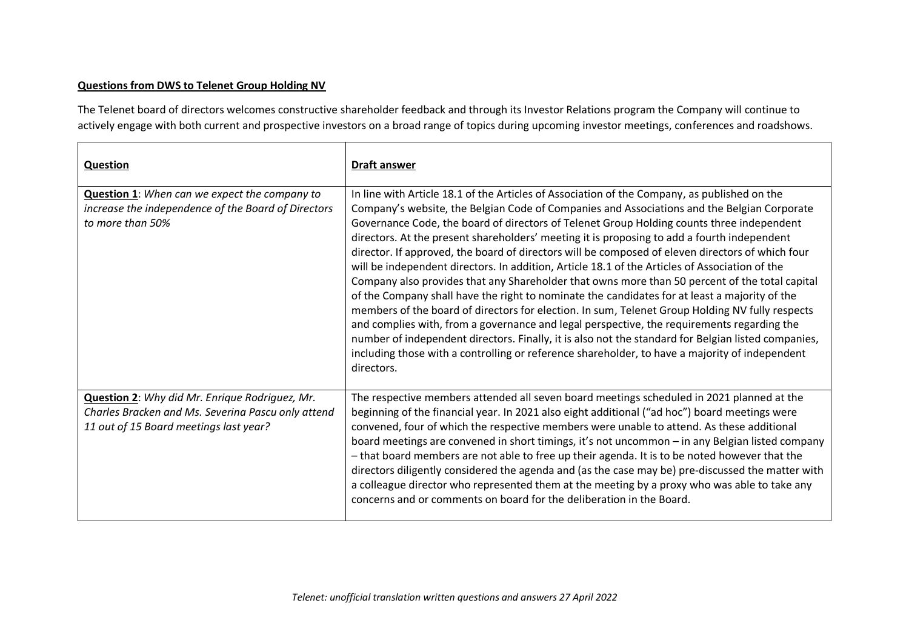**Questions from DWS to Telenet Group Holding NV**

The Telenet board of directors welcomes constructive shareholder feedback and through its Investor Relations program the Company will continue to actively engage with both current and prospective investors on a broad range of topics during upcoming investor meetings, conferences and roadshows.

| **Question** | **Draft answer** |
|---|---|
| **Question 1**: *When can we expect the company to increase the independence of the Board of Directors to more than 50%* | In line with Article 18.1 of the Articles of Association of the Company, as published on the Company's website, the Belgian Code of Companies and Associations and the Belgian Corporate Governance Code, the board of directors of Telenet Group Holding counts three independent directors. At the present shareholders' meeting it is proposing to add a fourth independent director. If approved, the board of directors will be composed of eleven directors of which four will be independent directors. In addition, Article 18.1 of the Articles of Association of the Company also provides that any Shareholder that owns more than 50 percent of the total capital of the Company shall have the right to nominate the candidates for at least a majority of the members of the board of directors for election. In sum, Telenet Group Holding NV fully respects and complies with, from a governance and legal perspective, the requirements regarding the number of independent directors. Finally, it is also not the standard for Belgian listed companies, including those with a controlling or reference shareholder, to have a majority of independent directors. |
| **Question 2**: *Why did Mr. Enrique Rodriguez, Mr. Charles Bracken and Ms. Severina Pascu only attend 11 out of 15 Board meetings last year?* | The respective members attended all seven board meetings scheduled in 2021 planned at the beginning of the financial year. In 2021 also eight additional ("ad hoc") board meetings were convened, four of which the respective members were unable to attend. As these additional board meetings are convened in short timings, it's not uncommon – in any Belgian listed company – that board members are not able to free up their agenda. It is to be noted however that the directors diligently considered the agenda and (as the case may be) pre-discussed the matter with a colleague director who represented them at the meeting by a proxy who was able to take any concerns and or comments on board for the deliberation in the Board. |

*Telenet: unofficial translation written questions and answers 27 April 2022*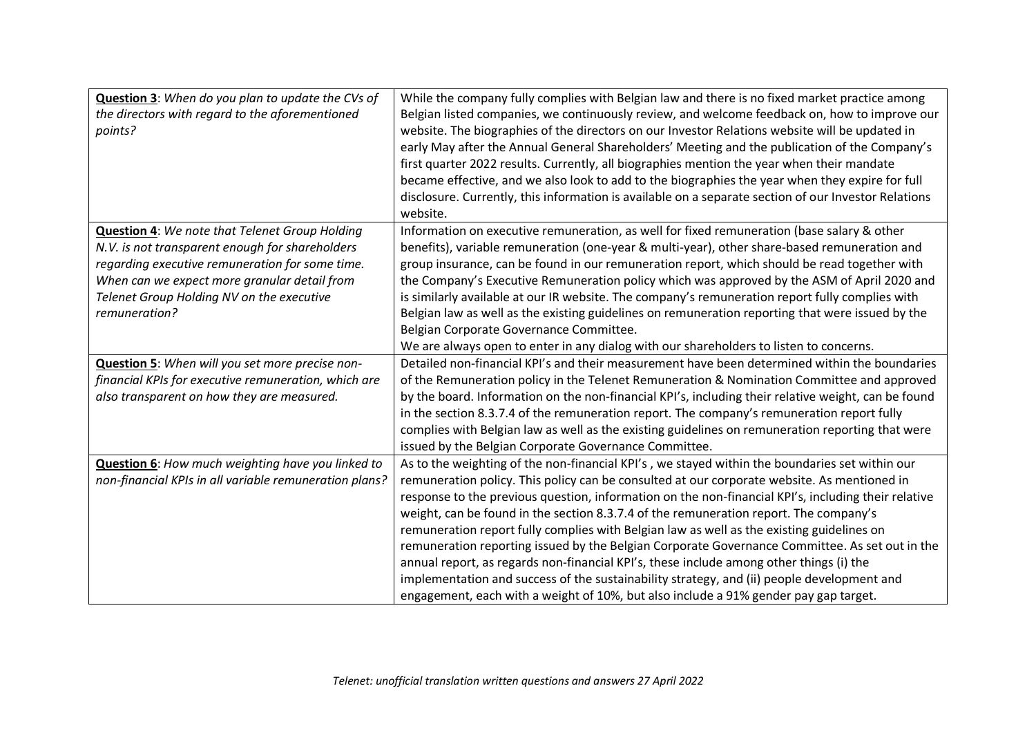| | |
|---|---|
| **Question 3**: *When do you plan to update the CVs of the directors with regard to the aforementioned points?* | While the company fully complies with Belgian law and there is no fixed market practice among Belgian listed companies, we continuously review, and welcome feedback on, how to improve our website. The biographies of the directors on our Investor Relations website will be updated in early May after the Annual General Shareholders' Meeting and the publication of the Company's first quarter 2022 results. Currently, all biographies mention the year when their mandate became effective, and we also look to add to the biographies the year when they expire for full disclosure. Currently, this information is available on a separate section of our Investor Relations website. |
| **Question 4**: *We note that Telenet Group Holding N.V. is not transparent enough for shareholders regarding executive remuneration for some time. When can we expect more granular detail from Telenet Group Holding NV on the executive remuneration?* | Information on executive remuneration, as well for fixed remuneration (base salary & other benefits), variable remuneration (one-year & multi-year), other share-based remuneration and group insurance, can be found in our remuneration report, which should be read together with the Company's Executive Remuneration policy which was approved by the ASM of April 2020 and is similarly available at our IR website. The company's remuneration report fully complies with Belgian law as well as the existing guidelines on remuneration reporting that were issued by the Belgian Corporate Governance Committee.<br>We are always open to enter in any dialog with our shareholders to listen to concerns. |
| **Question 5**: *When will you set more precise non-financial KPIs for executive remuneration, which are also transparent on how they are measured.* | Detailed non-financial KPI's and their measurement have been determined within the boundaries of the Remuneration policy in the Telenet Remuneration & Nomination Committee and approved by the board. Information on the non-financial KPI's, including their relative weight, can be found in the section 8.3.7.4 of the remuneration report. The company's remuneration report fully complies with Belgian law as well as the existing guidelines on remuneration reporting that were issued by the Belgian Corporate Governance Committee. |
| **Question 6**: *How much weighting have you linked to non-financial KPIs in all variable remuneration plans?* | As to the weighting of the non-financial KPI's , we stayed within the boundaries set within our remuneration policy. This policy can be consulted at our corporate website. As mentioned in response to the previous question, information on the non-financial KPI's, including their relative weight, can be found in the section 8.3.7.4 of the remuneration report. The company's remuneration report fully complies with Belgian law as well as the existing guidelines on remuneration reporting issued by the Belgian Corporate Governance Committee. As set out in the annual report, as regards non-financial KPI's, these include among other things (i) the implementation and success of the sustainability strategy, and (ii) people development and engagement, each with a weight of 10%, but also include a 91% gender pay gap target. |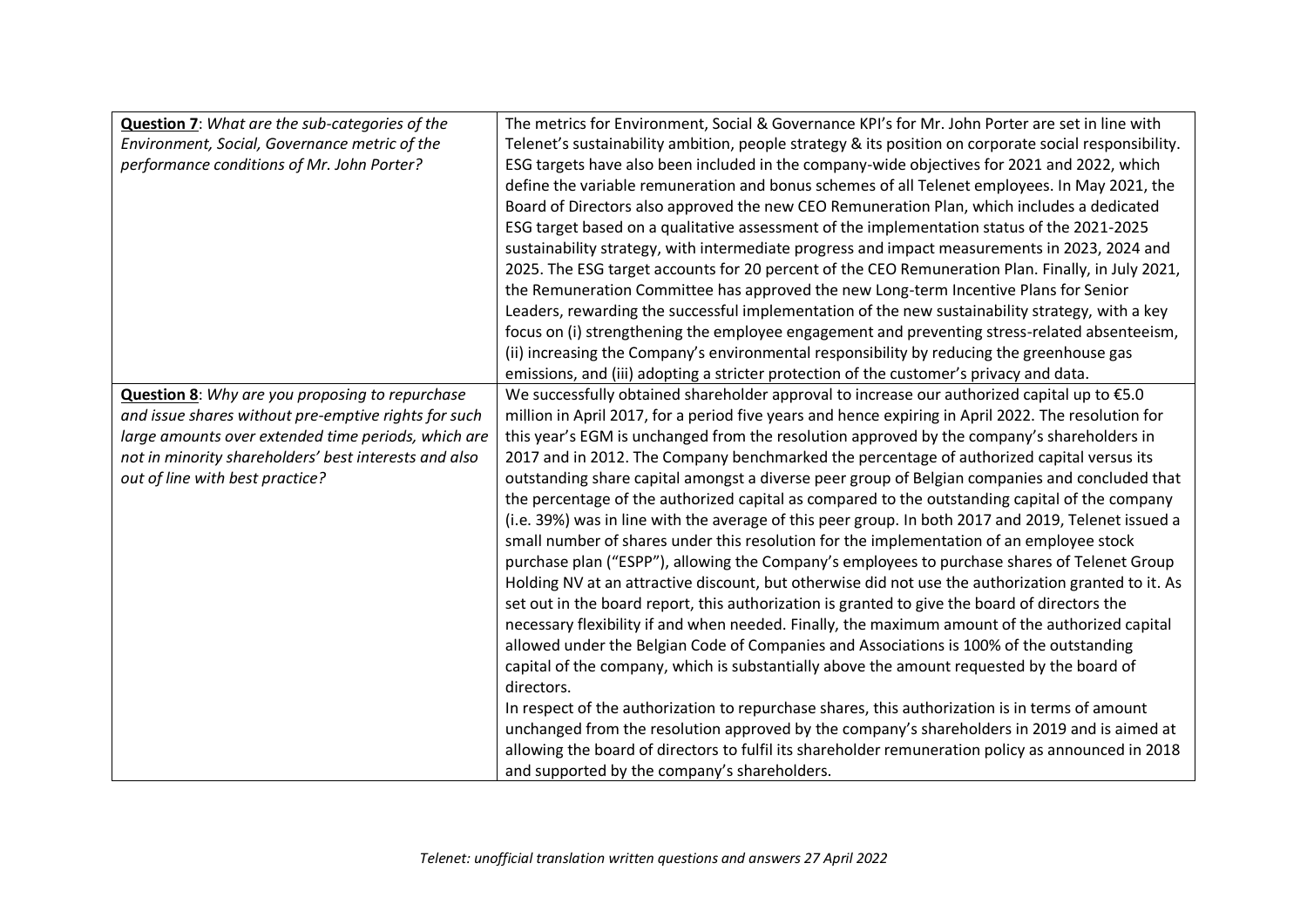| | |
|---|---|
| **Question 7**: *What are the sub-categories of the Environment, Social, Governance metric of the performance conditions of Mr. John Porter?* | The metrics for Environment, Social & Governance KPI's for Mr. John Porter are set in line with Telenet's sustainability ambition, people strategy & its position on corporate social responsibility. ESG targets have also been included in the company-wide objectives for 2021 and 2022, which define the variable remuneration and bonus schemes of all Telenet employees. In May 2021, the Board of Directors also approved the new CEO Remuneration Plan, which includes a dedicated ESG target based on a qualitative assessment of the implementation status of the 2021-2025 sustainability strategy, with intermediate progress and impact measurements in 2023, 2024 and 2025. The ESG target accounts for 20 percent of the CEO Remuneration Plan. Finally, in July 2021, the Remuneration Committee has approved the new Long-term Incentive Plans for Senior Leaders, rewarding the successful implementation of the new sustainability strategy, with a key focus on (i) strengthening the employee engagement and preventing stress-related absenteeism, (ii) increasing the Company's environmental responsibility by reducing the greenhouse gas emissions, and (iii) adopting a stricter protection of the customer's privacy and data. |
| **Question 8**: *Why are you proposing to repurchase and issue shares without pre-emptive rights for such large amounts over extended time periods, which are not in minority shareholders' best interests and also out of line with best practice?* | We successfully obtained shareholder approval to increase our authorized capital up to €5.0 million in April 2017, for a period five years and hence expiring in April 2022. The resolution for this year's EGM is unchanged from the resolution approved by the company's shareholders in 2017 and in 2012. The Company benchmarked the percentage of authorized capital versus its outstanding share capital amongst a diverse peer group of Belgian companies and concluded that the percentage of the authorized capital as compared to the outstanding capital of the company (i.e. 39%) was in line with the average of this peer group. In both 2017 and 2019, Telenet issued a small number of shares under this resolution for the implementation of an employee stock purchase plan ("ESPP"), allowing the Company's employees to purchase shares of Telenet Group Holding NV at an attractive discount, but otherwise did not use the authorization granted to it. As set out in the board report, this authorization is granted to give the board of directors the necessary flexibility if and when needed. Finally, the maximum amount of the authorized capital allowed under the Belgian Code of Companies and Associations is 100% of the outstanding capital of the company, which is substantially above the amount requested by the board of directors.<br>In respect of the authorization to repurchase shares, this authorization is in terms of amount unchanged from the resolution approved by the company's shareholders in 2019 and is aimed at allowing the board of directors to fulfil its shareholder remuneration policy as announced in 2018 and supported by the company's shareholders. |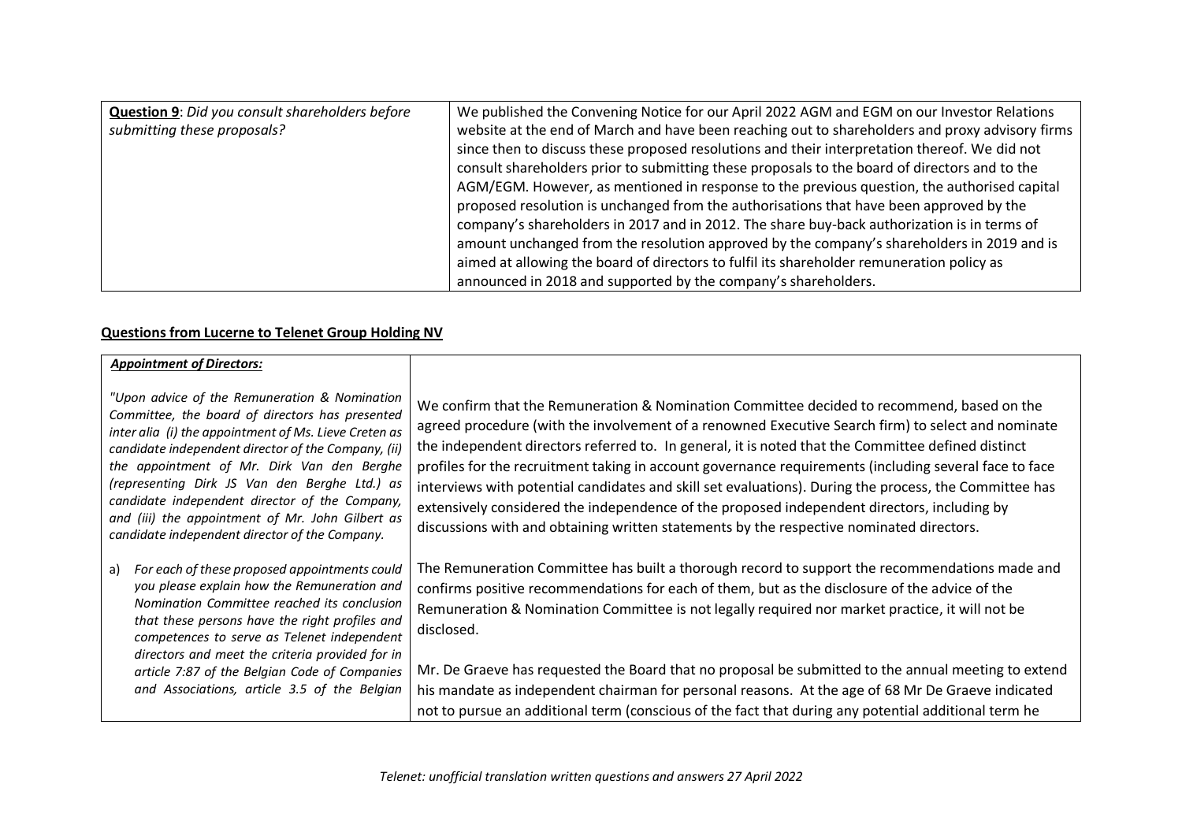| **Question 9**: *Did you consult shareholders before submitting these proposals?* | We published the Convening Notice for our April 2022 AGM and EGM on our Investor Relations website at the end of March and have been reaching out to shareholders and proxy advisory firms since then to discuss these proposed resolutions and their interpretation thereof. We did not consult shareholders prior to submitting these proposals to the board of directors and to the AGM/EGM. However, as mentioned in response to the previous question, the authorised capital proposed resolution is unchanged from the authorisations that have been approved by the company's shareholders in 2017 and in 2012. The share buy-back authorization is in terms of amount unchanged from the resolution approved by the company's shareholders in 2019 and is aimed at allowing the board of directors to fulfil its shareholder remuneration policy as announced in 2018 and supported by the company's shareholders. |
|---|---|

**Questions from Lucerne to Telenet Group Holding NV**

| ***Appointment of Directors:*** <br><br> *"Upon advice of the Remuneration & Nomination Committee, the board of directors has presented inter alia (i) the appointment of Ms. Lieve Creten as candidate independent director of the Company, (ii) the appointment of Mr. Dirk Van den Berghe (representing Dirk JS Van den Berghe Ltd.) as candidate independent director of the Company, and (iii) the appointment of Mr. John Gilbert as candidate independent director of the Company.* <br><br> a) *For each of these proposed appointments could you please explain how the Remuneration and Nomination Committee reached its conclusion that these persons have the right profiles and competences to serve as Telenet independent directors and meet the criteria provided for in article 7:87 of the Belgian Code of Companies and Associations, article 3.5 of the Belgian* | We confirm that the Remuneration & Nomination Committee decided to recommend, based on the agreed procedure (with the involvement of a renowned Executive Search firm) to select and nominate the independent directors referred to. In general, it is noted that the Committee defined distinct profiles for the recruitment taking in account governance requirements (including several face to face interviews with potential candidates and skill set evaluations). During the process, the Committee has extensively considered the independence of the proposed independent directors, including by discussions with and obtaining written statements by the respective nominated directors. <br><br> The Remuneration Committee has built a thorough record to support the recommendations made and confirms positive recommendations for each of them, but as the disclosure of the advice of the Remuneration & Nomination Committee is not legally required nor market practice, it will not be disclosed. <br><br> Mr. De Graeve has requested the Board that no proposal be submitted to the annual meeting to extend his mandate as independent chairman for personal reasons. At the age of 68 Mr De Graeve indicated not to pursue an additional term (conscious of the fact that during any potential additional term he |
|---|---|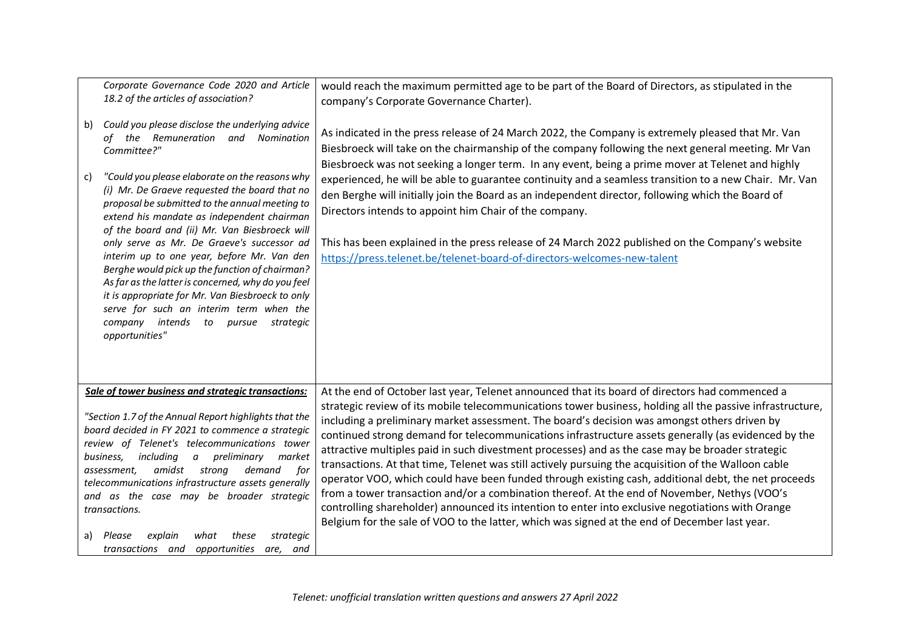| | |
|---|---|
| *Corporate Governance Code 2020 and Article 18.2 of the articles of association?*<br><br>b) *Could you please disclose the underlying advice of the Remuneration and Nomination Committee?"*<br><br>c) *"Could you please elaborate on the reasons why (i) Mr. De Graeve requested the board that no proposal be submitted to the annual meeting to extend his mandate as independent chairman of the board and (ii) Mr. Van Biesbroeck will only serve as Mr. De Graeve's successor ad interim up to one year, before Mr. Van den Berghe would pick up the function of chairman? As far as the latter is concerned, why do you feel it is appropriate for Mr. Van Biesbroeck to only serve for such an interim term when the company intends to pursue strategic opportunities"* | would reach the maximum permitted age to be part of the Board of Directors, as stipulated in the company's Corporate Governance Charter).<br><br>As indicated in the press release of 24 March 2022, the Company is extremely pleased that Mr. Van Biesbroeck will take on the chairmanship of the company following the next general meeting. Mr Van Biesbroeck was not seeking a longer term. In any event, being a prime mover at Telenet and highly experienced, he will be able to guarantee continuity and a seamless transition to a new Chair. Mr. Van den Berghe will initially join the Board as an independent director, following which the Board of Directors intends to appoint him Chair of the company.<br><br>This has been explained in the press release of 24 March 2022 published on the Company's website https://press.telenet.be/telenet-board-of-directors-welcomes-new-talent |
| ***<u>Sale of tower business and strategic transactions:</u>***<br><br>*"Section 1.7 of the Annual Report highlights that the board decided in FY 2021 to commence a strategic review of Telenet's telecommunications tower business, including a preliminary market assessment, amidst strong demand for telecommunications infrastructure assets generally and as the case may be broader strategic transactions.*<br><br>a) *Please explain what these strategic transactions and opportunities are, and* | At the end of October last year, Telenet announced that its board of directors had commenced a strategic review of its mobile telecommunications tower business, holding all the passive infrastructure, including a preliminary market assessment. The board's decision was amongst others driven by continued strong demand for telecommunications infrastructure assets generally (as evidenced by the attractive multiples paid in such divestment processes) and as the case may be broader strategic transactions. At that time, Telenet was still actively pursuing the acquisition of the Walloon cable operator VOO, which could have been funded through existing cash, additional debt, the net proceeds from a tower transaction and/or a combination thereof. At the end of November, Nethys (VOO's controlling shareholder) announced its intention to enter into exclusive negotiations with Orange Belgium for the sale of VOO to the latter, which was signed at the end of December last year. |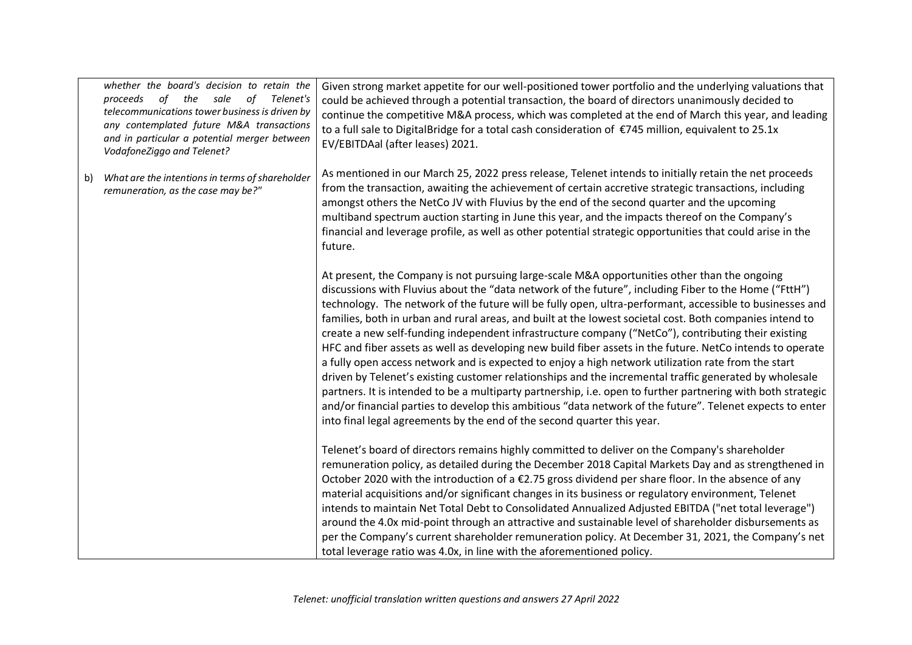| | |
|---|---|
| *whether the board's decision to retain the proceeds of the sale of Telenet's telecommunications tower business is driven by any contemplated future M&A transactions and in particular a potential merger between VodafoneZiggo and Telenet?*<br><br>b) *What are the intentions in terms of shareholder remuneration, as the case may be?"* | Given strong market appetite for our well-positioned tower portfolio and the underlying valuations that could be achieved through a potential transaction, the board of directors unanimously decided to continue the competitive M&A process, which was completed at the end of March this year, and leading to a full sale to DigitalBridge for a total cash consideration of €745 million, equivalent to 25.1x EV/EBITDAal (after leases) 2021.<br><br>As mentioned in our March 25, 2022 press release, Telenet intends to initially retain the net proceeds from the transaction, awaiting the achievement of certain accretive strategic transactions, including amongst others the NetCo JV with Fluvius by the end of the second quarter and the upcoming multiband spectrum auction starting in June this year, and the impacts thereof on the Company's financial and leverage profile, as well as other potential strategic opportunities that could arise in the future.<br><br>At present, the Company is not pursuing large-scale M&A opportunities other than the ongoing discussions with Fluvius about the "data network of the future", including Fiber to the Home ("FttH") technology. The network of the future will be fully open, ultra-performant, accessible to businesses and families, both in urban and rural areas, and built at the lowest societal cost. Both companies intend to create a new self-funding independent infrastructure company ("NetCo"), contributing their existing HFC and fiber assets as well as developing new build fiber assets in the future. NetCo intends to operate a fully open access network and is expected to enjoy a high network utilization rate from the start driven by Telenet's existing customer relationships and the incremental traffic generated by wholesale partners. It is intended to be a multiparty partnership, i.e. open to further partnering with both strategic and/or financial parties to develop this ambitious "data network of the future". Telenet expects to enter into final legal agreements by the end of the second quarter this year.<br><br>Telenet's board of directors remains highly committed to deliver on the Company's shareholder remuneration policy, as detailed during the December 2018 Capital Markets Day and as strengthened in October 2020 with the introduction of a €2.75 gross dividend per share floor. In the absence of any material acquisitions and/or significant changes in its business or regulatory environment, Telenet intends to maintain Net Total Debt to Consolidated Annualized Adjusted EBITDA ("net total leverage") around the 4.0x mid-point through an attractive and sustainable level of shareholder disbursements as per the Company's current shareholder remuneration policy. At December 31, 2021, the Company's net total leverage ratio was 4.0x, in line with the aforementioned policy. |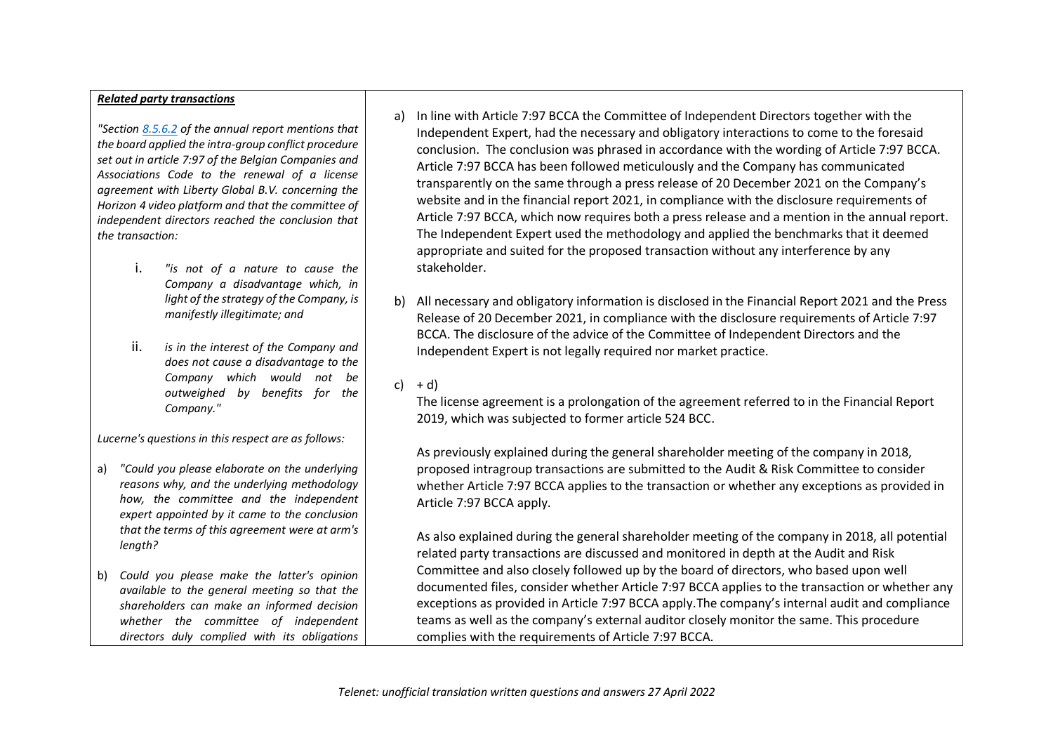| ***Related party transactions*** | |
|---|---|
| *"Section [8.5.6.2](#) of the annual report mentions that the board applied the intra-group conflict procedure set out in article 7:97 of the Belgian Companies and Associations Code to the renewal of a license agreement with Liberty Global B.V. concerning the Horizon 4 video platform and that the committee of independent directors reached the conclusion that the transaction:*<br><br>i. *"is not of a nature to cause the Company a disadvantage which, in light of the strategy of the Company, is manifestly illegitimate; and*<br><br>ii. *is in the interest of the Company and does not cause a disadvantage to the Company which would not be outweighed by benefits for the Company."*<br><br>*Lucerne's questions in this respect are as follows:*<br><br>a) *"Could you please elaborate on the underlying reasons why, and the underlying methodology how, the committee and the independent expert appointed by it came to the conclusion that the terms of this agreement were at arm's length?*<br><br>b) *Could you please make the latter's opinion available to the general meeting so that the shareholders can make an informed decision whether the committee of independent directors duly complied with its obligations* | a) In line with Article 7:97 BCCA the Committee of Independent Directors together with the Independent Expert, had the necessary and obligatory interactions to come to the foresaid conclusion. The conclusion was phrased in accordance with the wording of Article 7:97 BCCA. Article 7:97 BCCA has been followed meticulously and the Company has communicated transparently on the same through a press release of 20 December 2021 on the Company's website and in the financial report 2021, in compliance with the disclosure requirements of Article 7:97 BCCA, which now requires both a press release and a mention in the annual report. The Independent Expert used the methodology and applied the benchmarks that it deemed appropriate and suited for the proposed transaction without any interference by any stakeholder.<br><br>b) All necessary and obligatory information is disclosed in the Financial Report 2021 and the Press Release of 20 December 2021, in compliance with the disclosure requirements of Article 7:97 BCCA. The disclosure of the advice of the Committee of Independent Directors and the Independent Expert is not legally required nor market practice.<br><br>c) + d)<br>The license agreement is a prolongation of the agreement referred to in the Financial Report 2019, which was subjected to former article 524 BCC.<br><br>As previously explained during the general shareholder meeting of the company in 2018, proposed intragroup transactions are submitted to the Audit & Risk Committee to consider whether Article 7:97 BCCA applies to the transaction or whether any exceptions as provided in Article 7:97 BCCA apply.<br><br>As also explained during the general shareholder meeting of the company in 2018, all potential related party transactions are discussed and monitored in depth at the Audit and Risk Committee and also closely followed up by the board of directors, who based upon well documented files, consider whether Article 7:97 BCCA applies to the transaction or whether any exceptions as provided in Article 7:97 BCCA apply.The company's internal audit and compliance teams as well as the company's external auditor closely monitor the same. This procedure complies with the requirements of Article 7:97 BCCA. |

*Telenet: unofficial translation written questions and answers 27 April 2022*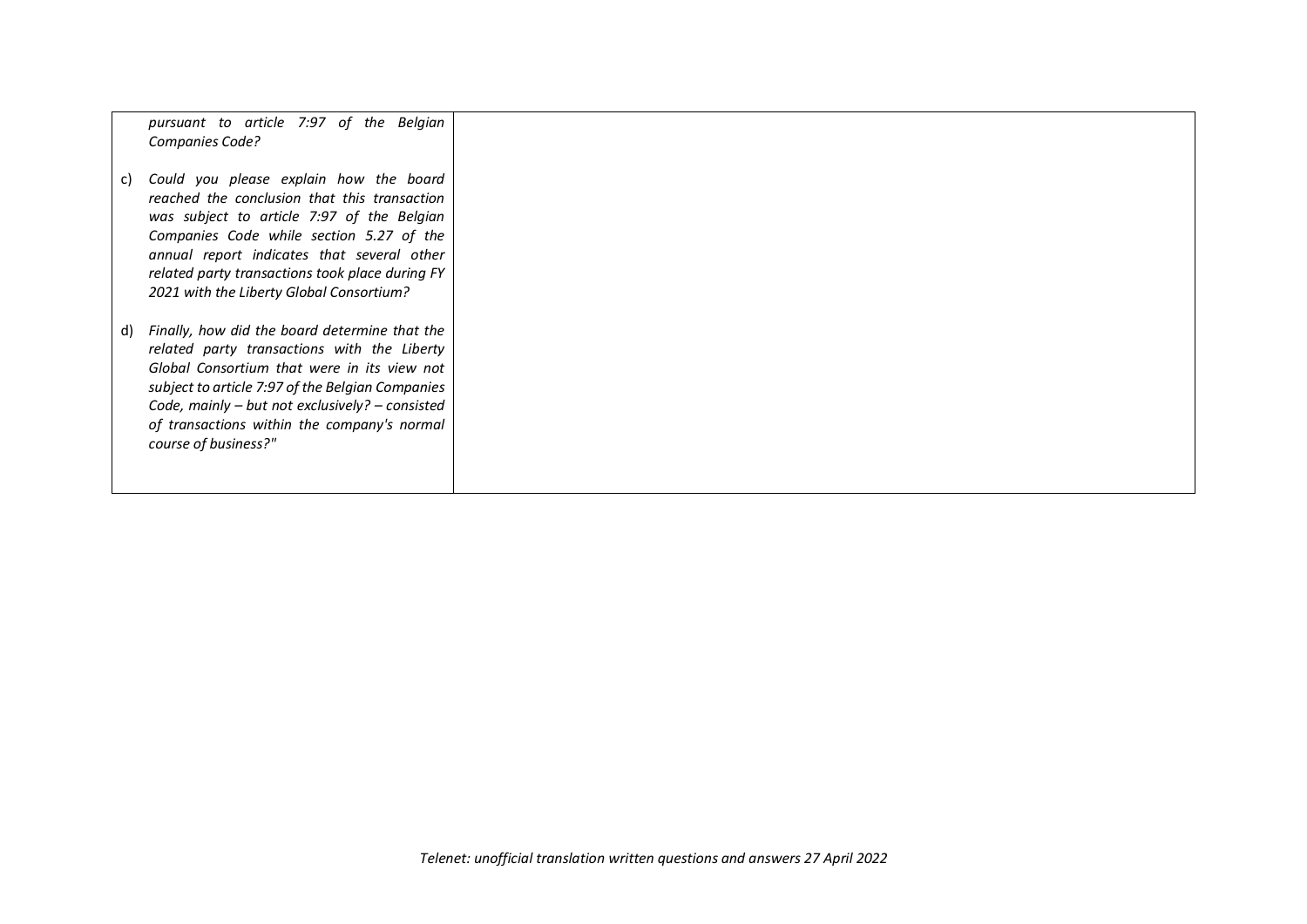| | |
|---|---|
| *pursuant to article 7:97 of the Belgian Companies Code?*<br><br>c) *Could you please explain how the board reached the conclusion that this transaction was subject to article 7:97 of the Belgian Companies Code while section 5.27 of the annual report indicates that several other related party transactions took place during FY 2021 with the Liberty Global Consortium?*<br><br>d) *Finally, how did the board determine that the related party transactions with the Liberty Global Consortium that were in its view not subject to article 7:97 of the Belgian Companies Code, mainly – but not exclusively? – consisted of transactions within the company's normal course of business?"* | |